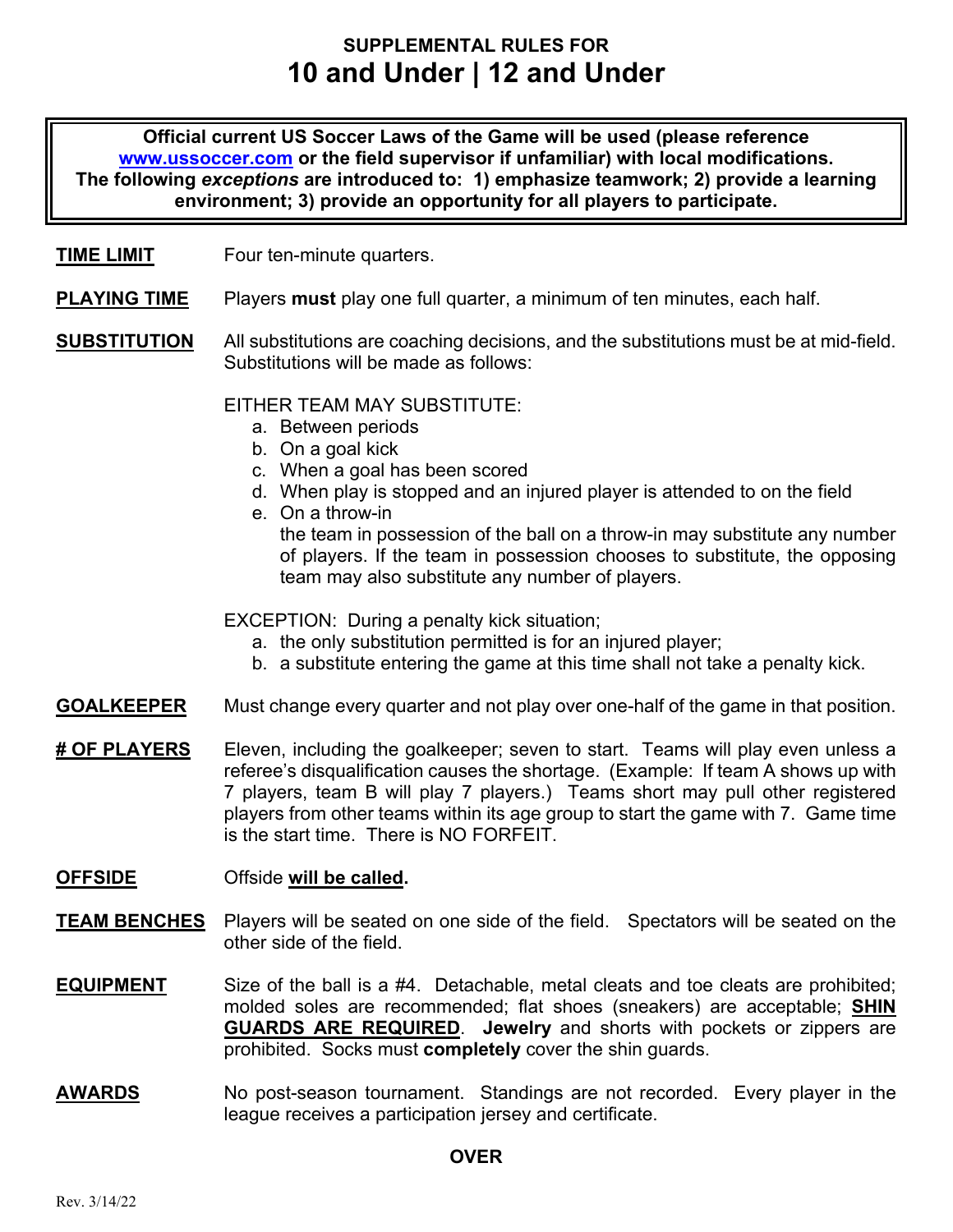# SUPPLEMENTAL RULES FOR
# 10 and Under | 12 and Under

**Official current US Soccer Laws of the Game will be used (please reference [www.ussoccer.com](http://www.ussoccer.com) or the field supervisor if unfamiliar) with local modifications. The following *exceptions* are introduced to: 1) emphasize teamwork; 2) provide a learning environment; 3) provide an opportunity for all players to participate.**

**TIME LIMIT** Four ten-minute quarters.

**PLAYING TIME** Players **must** play one full quarter, a minimum of ten minutes, each half.

**SUBSTITUTION** All substitutions are coaching decisions, and the substitutions must be at mid-field. Substitutions will be made as follows:

EITHER TEAM MAY SUBSTITUTE:

a. Between periods
b. On a goal kick
c. When a goal has been scored
d. When play is stopped and an injured player is attended to on the field
e. On a throw-in
   the team in possession of the ball on a throw-in may substitute any number of players. If the team in possession chooses to substitute, the opposing team may also substitute any number of players.

EXCEPTION: During a penalty kick situation;

a. the only substitution permitted is for an injured player;
b. a substitute entering the game at this time shall not take a penalty kick.

**GOALKEEPER** Must change every quarter and not play over one-half of the game in that position.

**# OF PLAYERS** Eleven, including the goalkeeper; seven to start. Teams will play even unless a referee's disqualification causes the shortage. (Example: If team A shows up with 7 players, team B will play 7 players.) Teams short may pull other registered players from other teams within its age group to start the game with 7. Game time is the start time. There is NO FORFEIT.

**OFFSIDE** Offside **will be called.**

**TEAM BENCHES** Players will be seated on one side of the field. Spectators will be seated on the other side of the field.

**EQUIPMENT** Size of the ball is a #4. Detachable, metal cleats and toe cleats are prohibited; molded soles are recommended; flat shoes (sneakers) are acceptable; **SHIN GUARDS ARE REQUIRED**. **Jewelry** and shorts with pockets or zippers are prohibited. Socks must **completely** cover the shin guards.

**AWARDS** No post-season tournament. Standings are not recorded. Every player in the league receives a participation jersey and certificate.

**OVER**

Rev. 3/14/22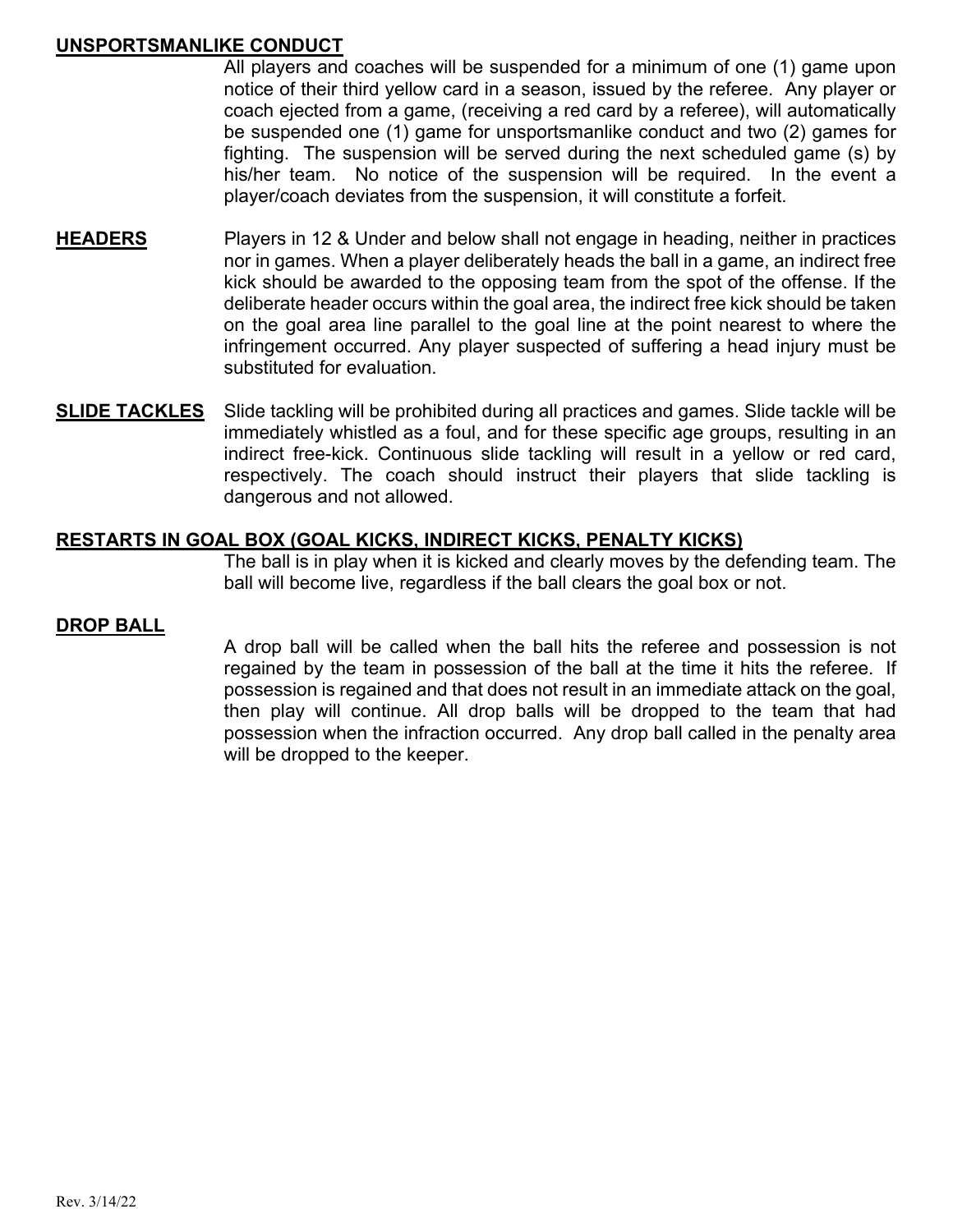**UNSPORTSMANLIKE CONDUCT**

All players and coaches will be suspended for a minimum of one (1) game upon notice of their third yellow card in a season, issued by the referee. Any player or coach ejected from a game, (receiving a red card by a referee), will automatically be suspended one (1) game for unsportsmanlike conduct and two (2) games for fighting. The suspension will be served during the next scheduled game (s) by his/her team. No notice of the suspension will be required. In the event a player/coach deviates from the suspension, it will constitute a forfeit.

**HEADERS**

Players in 12 & Under and below shall not engage in heading, neither in practices nor in games. When a player deliberately heads the ball in a game, an indirect free kick should be awarded to the opposing team from the spot of the offense. If the deliberate header occurs within the goal area, the indirect free kick should be taken on the goal area line parallel to the goal line at the point nearest to where the infringement occurred. Any player suspected of suffering a head injury must be substituted for evaluation.

**SLIDE TACKLES**

Slide tackling will be prohibited during all practices and games. Slide tackle will be immediately whistled as a foul, and for these specific age groups, resulting in an indirect free-kick. Continuous slide tackling will result in a yellow or red card, respectively. The coach should instruct their players that slide tackling is dangerous and not allowed.

**RESTARTS IN GOAL BOX (GOAL KICKS, INDIRECT KICKS, PENALTY KICKS)**

The ball is in play when it is kicked and clearly moves by the defending team. The ball will become live, regardless if the ball clears the goal box or not.

**DROP BALL**

A drop ball will be called when the ball hits the referee and possession is not regained by the team in possession of the ball at the time it hits the referee. If possession is regained and that does not result in an immediate attack on the goal, then play will continue. All drop balls will be dropped to the team that had possession when the infraction occurred. Any drop ball called in the penalty area will be dropped to the keeper.

Rev. 3/14/22